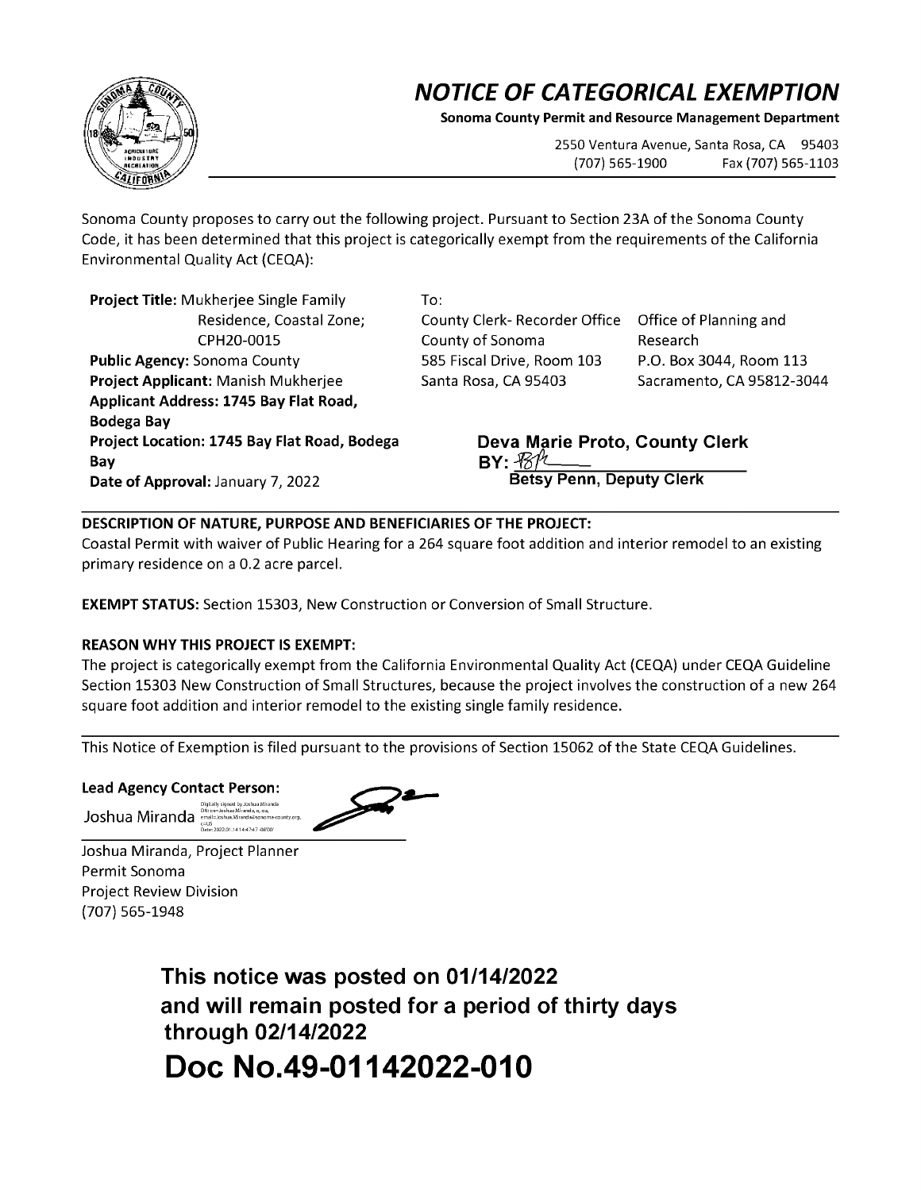# NOTICE OF CATEGORICAL EXEMPTION

**Sonoma County Permit and Resource Management Department**

2550 Ventura Avenue, Santa Rosa, CA 95403
(707) 565-1900 Fax (707) 565-1103

Sonoma County proposes to carry out the following project. Pursuant to Section 23A of the Sonoma County Code, it has been determined that this project is categorically exempt from the requirements of the California Environmental Quality Act (CEQA):

**Project Title:** Mukherjee Single Family Residence, Coastal Zone; CPH20-0015
**Public Agency:** Sonoma County
**Project Applicant:** Manish Mukherjee
**Applicant Address: 1745 Bay Flat Road, Bodega Bay**
**Project Location: 1745 Bay Flat Road, Bodega Bay**
**Date of Approval:** January 7, 2022

To:

County Clerk- Recorder Office
County of Sonoma
585 Fiscal Drive, Room 103
Santa Rosa, CA 95403

Office of Planning and Research
P.O. Box 3044, Room 113
Sacramento, CA 95812-3044

**Deva Marie Proto, County Clerk**
**BY:** BP
**Betsy Penn, Deputy Clerk**

**DESCRIPTION OF NATURE, PURPOSE AND BENEFICIARIES OF THE PROJECT:**
Coastal Permit with waiver of Public Hearing for a 264 square foot addition and interior remodel to an existing primary residence on a 0.2 acre parcel.

**EXEMPT STATUS:** Section 15303, New Construction or Conversion of Small Structure.

**REASON WHY THIS PROJECT IS EXEMPT:**
The project is categorically exempt from the California Environmental Quality Act (CEQA) under CEQA Guideline Section 15303 New Construction of Small Structures, because the project involves the construction of a new 264 square foot addition and interior remodel to the existing single family residence.

This Notice of Exemption is filed pursuant to the provisions of Section 15062 of the State CEQA Guidelines.

**Lead Agency Contact Person:**

Joshua Miranda

Joshua Miranda, Project Planner
Permit Sonoma
Project Review Division
(707) 565-1948

**This notice was posted on 01/14/2022 and will remain posted for a period of thirty days through 02/14/2022**

**Doc No.49-01142022-010**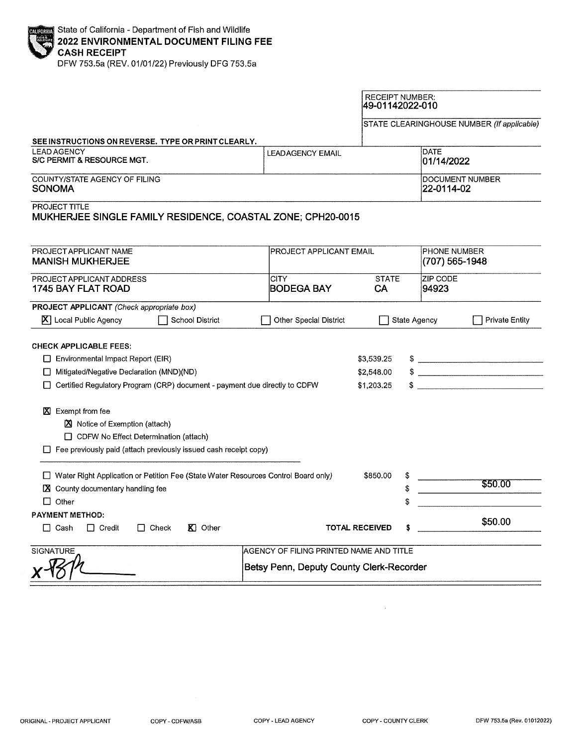State of California - Department of Fish and Wildlife

**2022 ENVIRONMENTAL DOCUMENT FILING FEE**

**CASH RECEIPT**

DFW 753.5a (REV. 01/01/22) Previously DFG 753.5a

RECEIPT NUMBER:
**49-01142022-010**

STATE CLEARINGHOUSE NUMBER *(If applicable)*

**SEE INSTRUCTIONS ON REVERSE. TYPE OR PRINT CLEARLY.**

| LEAD AGENCY | LEAD AGENCY EMAIL | DATE |
|---|---|---|
| S/C PERMIT & RESOURCE MGT. | | 01/14/2022 |

| COUNTY/STATE AGENCY OF FILING | DOCUMENT NUMBER |
|---|---|
| SONOMA | 22-0114-02 |

PROJECT TITLE

**MUKHERJEE SINGLE FAMILY RESIDENCE, COASTAL ZONE; CPH20-0015**

| PROJECT APPLICANT NAME | PROJECT APPLICANT EMAIL | | PHONE NUMBER |
|---|---|---|---|
| MANISH MUKHERJEE | | | (707) 565-1948 |
| **PROJECT APPLICANT ADDRESS** | **CITY** | **STATE** | **ZIP CODE** |
| 1745 BAY FLAT ROAD | BODEGA BAY | CA | 94923 |

**PROJECT APPLICANT** *(Check appropriate box)*

[X] Local Public Agency [ ] School District [ ] Other Special District [ ] State Agency [ ] Private Entity

**CHECK APPLICABLE FEES:**

| | | |
|---|---|---|
| [ ] Environmental Impact Report (EIR) | $3,539.25 | $ |
| [ ] Mitigated/Negative Declaration (MND)(ND) | $2,548.00 | $ |
| [ ] Certified Regulatory Program (CRP) document - payment due directly to CDFW | $1,203.25 | $ |

[X] Exempt from fee

- [X] Notice of Exemption (attach)
- [ ] CDFW No Effect Determination (attach)

[ ] Fee previously paid (attach previously issued cash receipt copy)

| | | |
|---|---|---|
| [ ] Water Right Application or Petition Fee (State Water Resources Control Board only) | $850.00 | $ |
| [X] County documentary handling fee | | $ $50.00 |
| [ ] Other | | $ |

**PAYMENT METHOD:**

[ ] Cash [ ] Credit [ ] Check [X] Other

**TOTAL RECEIVED** $ $50.00

| SIGNATURE | AGENCY OF FILING PRINTED NAME AND TITLE |
|---|---|
| x [signature] | Betsy Penn, Deputy County Clerk-Recorder |

ORIGINAL - PROJECT APPLICANT COPY - CDFW/ASB COPY - LEAD AGENCY COPY - COUNTY CLERK DFW 753.5a (Rev. 01012022)